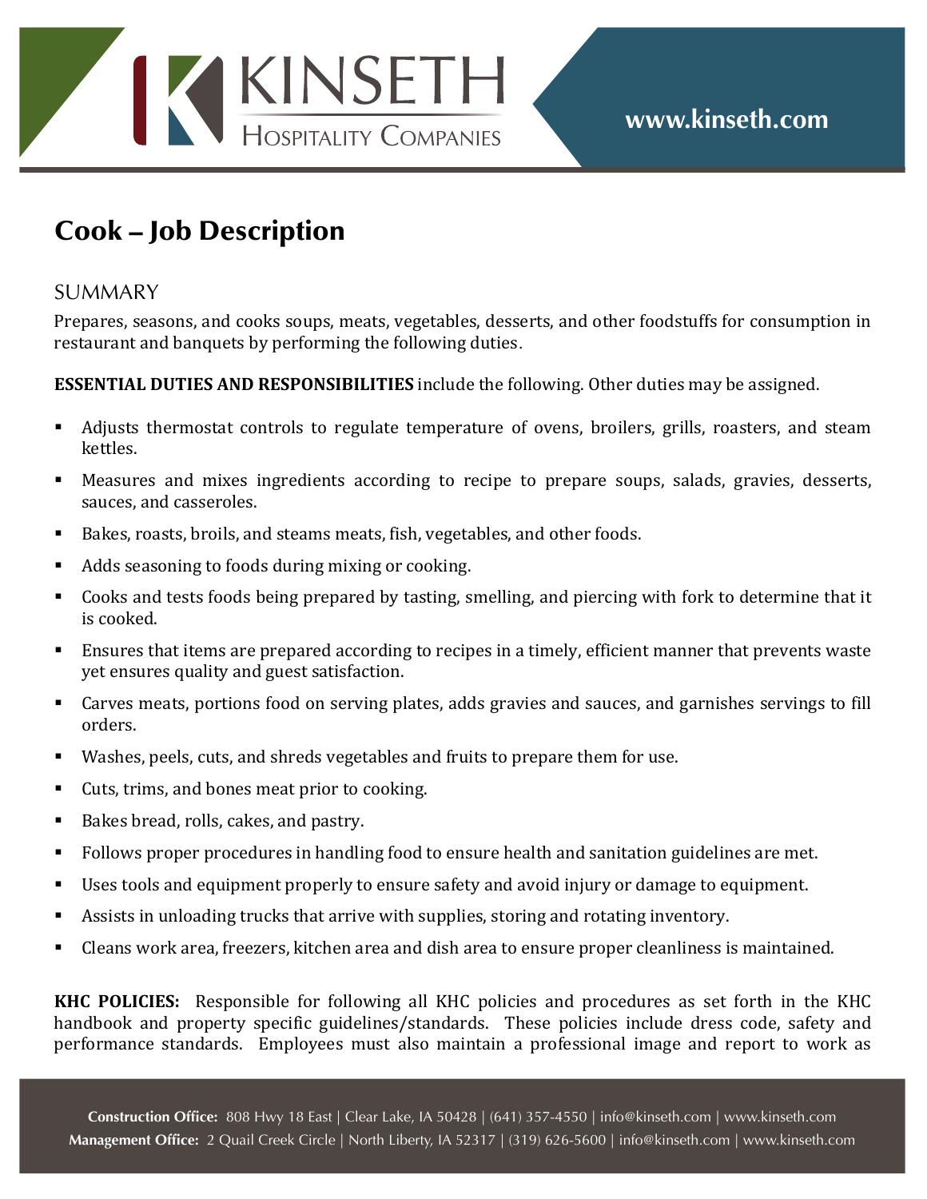# Cook – Job Description

## SUMMARY

Prepares, seasons, and cooks soups, meats, vegetables, desserts, and other foodstuffs for consumption in restaurant and banquets by performing the following duties.

**ESSENTIAL DUTIES AND RESPONSIBILITIES** include the following. Other duties may be assigned.

- Adjusts thermostat controls to regulate temperature of ovens, broilers, grills, roasters, and steam kettles.
- Measures and mixes ingredients according to recipe to prepare soups, salads, gravies, desserts, sauces, and casseroles.
- Bakes, roasts, broils, and steams meats, fish, vegetables, and other foods.
- Adds seasoning to foods during mixing or cooking.
- Cooks and tests foods being prepared by tasting, smelling, and piercing with fork to determine that it is cooked.
- Ensures that items are prepared according to recipes in a timely, efficient manner that prevents waste yet ensures quality and guest satisfaction.
- Carves meats, portions food on serving plates, adds gravies and sauces, and garnishes servings to fill orders.
- Washes, peels, cuts, and shreds vegetables and fruits to prepare them for use.
- Cuts, trims, and bones meat prior to cooking.
- Bakes bread, rolls, cakes, and pastry.
- Follows proper procedures in handling food to ensure health and sanitation guidelines are met.
- Uses tools and equipment properly to ensure safety and avoid injury or damage to equipment.
- Assists in unloading trucks that arrive with supplies, storing and rotating inventory.
- Cleans work area, freezers, kitchen area and dish area to ensure proper cleanliness is maintained.

**KHC POLICIES:** Responsible for following all KHC policies and procedures as set forth in the KHC handbook and property specific guidelines/standards. These policies include dress code, safety and performance standards. Employees must also maintain a professional image and report to work as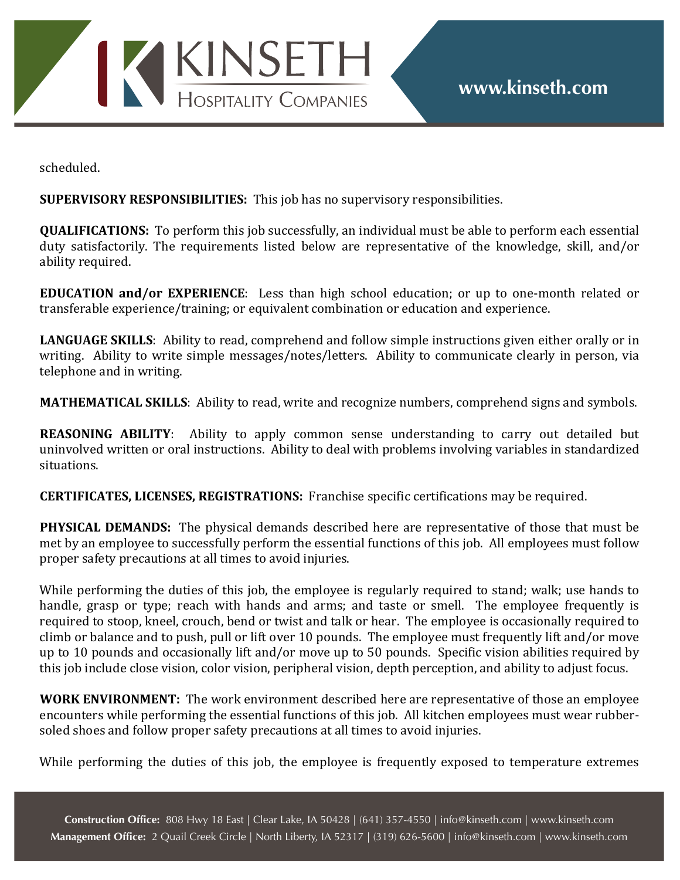scheduled.

**SUPERVISORY RESPONSIBILITIES:** This job has no supervisory responsibilities.

**QUALIFICATIONS:** To perform this job successfully, an individual must be able to perform each essential duty satisfactorily. The requirements listed below are representative of the knowledge, skill, and/or ability required.

**EDUCATION and/or EXPERIENCE**: Less than high school education; or up to one-month related or transferable experience/training; or equivalent combination or education and experience.

**LANGUAGE SKILLS**: Ability to read, comprehend and follow simple instructions given either orally or in writing. Ability to write simple messages/notes/letters. Ability to communicate clearly in person, via telephone and in writing.

**MATHEMATICAL SKILLS**: Ability to read, write and recognize numbers, comprehend signs and symbols.

**REASONING ABILITY**: Ability to apply common sense understanding to carry out detailed but uninvolved written or oral instructions. Ability to deal with problems involving variables in standardized situations.

**CERTIFICATES, LICENSES, REGISTRATIONS:** Franchise specific certifications may be required.

**PHYSICAL DEMANDS:** The physical demands described here are representative of those that must be met by an employee to successfully perform the essential functions of this job. All employees must follow proper safety precautions at all times to avoid injuries.

While performing the duties of this job, the employee is regularly required to stand; walk; use hands to handle, grasp or type; reach with hands and arms; and taste or smell. The employee frequently is required to stoop, kneel, crouch, bend or twist and talk or hear. The employee is occasionally required to climb or balance and to push, pull or lift over 10 pounds. The employee must frequently lift and/or move up to 10 pounds and occasionally lift and/or move up to 50 pounds. Specific vision abilities required by this job include close vision, color vision, peripheral vision, depth perception, and ability to adjust focus.

**WORK ENVIRONMENT:** The work environment described here are representative of those an employee encounters while performing the essential functions of this job. All kitchen employees must wear rubber-soled shoes and follow proper safety precautions at all times to avoid injuries.

While performing the duties of this job, the employee is frequently exposed to temperature extremes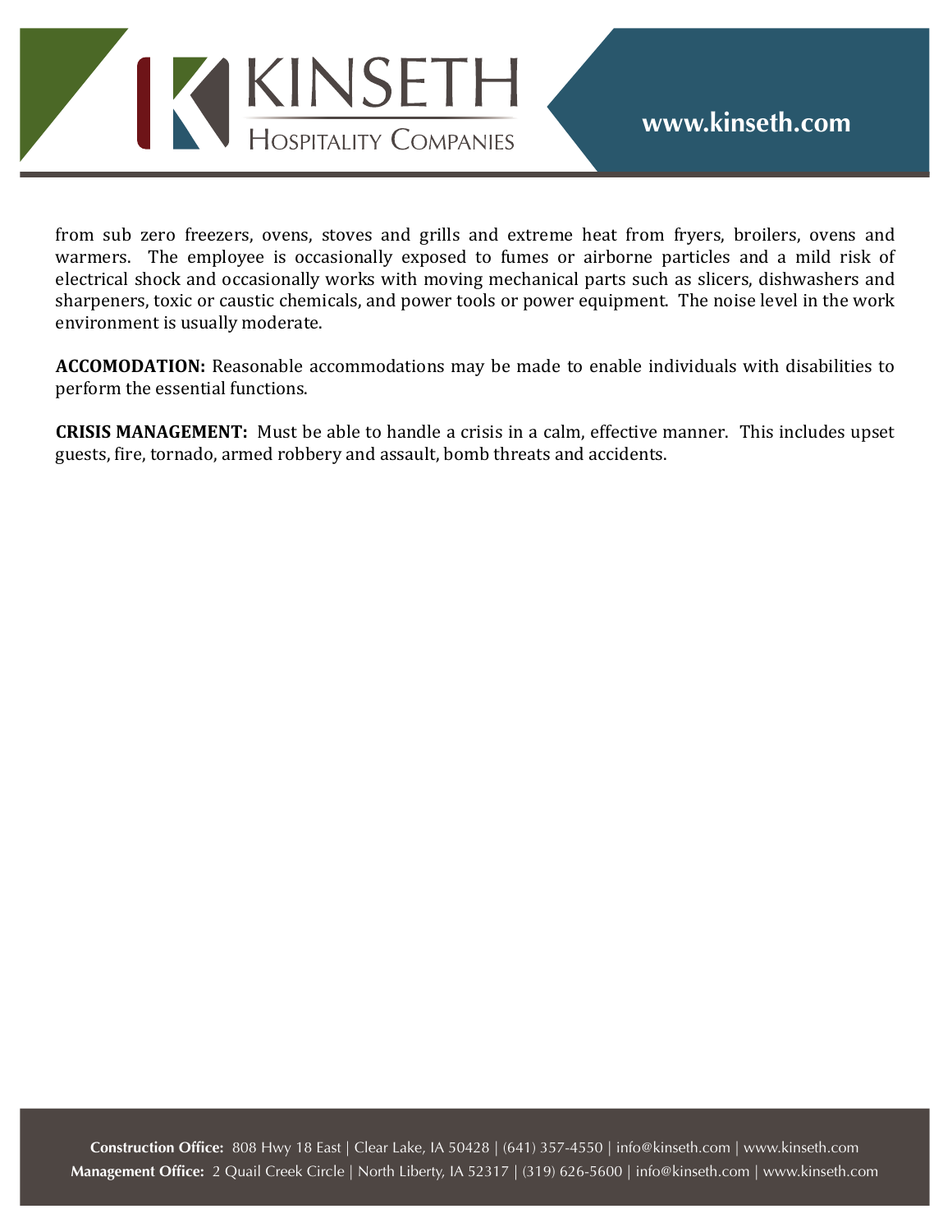from sub zero freezers, ovens, stoves and grills and extreme heat from fryers, broilers, ovens and warmers. The employee is occasionally exposed to fumes or airborne particles and a mild risk of electrical shock and occasionally works with moving mechanical parts such as slicers, dishwashers and sharpeners, toxic or caustic chemicals, and power tools or power equipment. The noise level in the work environment is usually moderate.

**ACCOMODATION:** Reasonable accommodations may be made to enable individuals with disabilities to perform the essential functions.

**CRISIS MANAGEMENT:** Must be able to handle a crisis in a calm, effective manner. This includes upset guests, fire, tornado, armed robbery and assault, bomb threats and accidents.